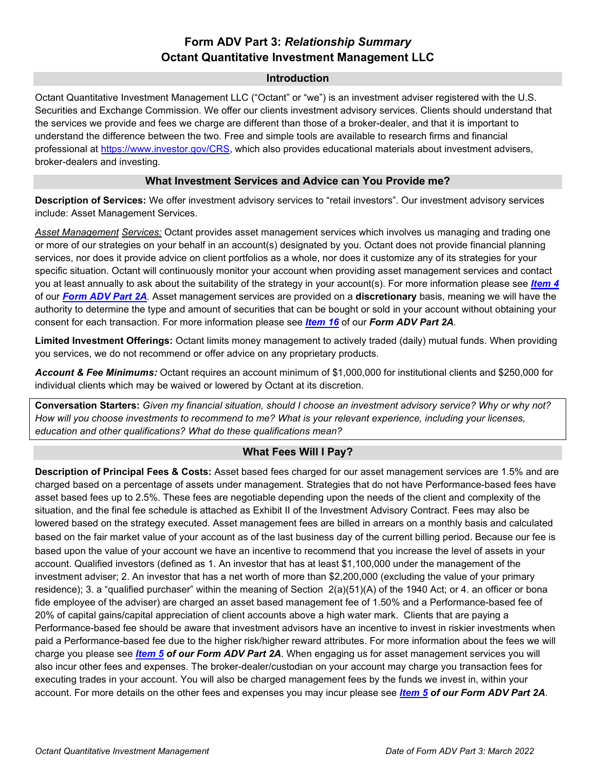# Form ADV Part 3: *Relationship Summary*
# Octant Quantitative Investment Management LLC

## Introduction

Octant Quantitative Investment Management LLC ("Octant" or "we") is an investment adviser registered with the U.S. Securities and Exchange Commission. We offer our clients investment advisory services. Clients should understand that the services we provide and fees we charge are different than those of a broker-dealer, and that it is important to understand the difference between the two. Free and simple tools are available to research firms and financial professional at https://www.investor.gov/CRS, which also provides educational materials about investment advisers, broker-dealers and investing.

## What Investment Services and Advice can You Provide me?

**Description of Services:** We offer investment advisory services to "retail investors". Our investment advisory services include: Asset Management Services.

*Asset Management Services:* Octant provides asset management services which involves us managing and trading one or more of our strategies on your behalf in an account(s) designated by you. Octant does not provide financial planning services, nor does it provide advice on client portfolios as a whole, nor does it customize any of its strategies for your specific situation. Octant will continuously monitor your account when providing asset management services and contact you at least annually to ask about the suitability of the strategy in your account(s). For more information please see ***Item 4*** of our ***Form ADV Part 2A***. Asset management services are provided on a **discretionary** basis, meaning we will have the authority to determine the type and amount of securities that can be bought or sold in your account without obtaining your consent for each transaction. For more information please see ***Item 16*** of our ***Form ADV Part 2A***.

**Limited Investment Offerings:** Octant limits money management to actively traded (daily) mutual funds. When providing you services, we do not recommend or offer advice on any proprietary products.

***Account & Fee Minimums:*** Octant requires an account minimum of $1,000,000 for institutional clients and $250,000 for individual clients which may be waived or lowered by Octant at its discretion.

> **Conversation Starters:** *Given my financial situation, should I choose an investment advisory service? Why or why not? How will you choose investments to recommend to me? What is your relevant experience, including your licenses, education and other qualifications? What do these qualifications mean?*

## What Fees Will I Pay?

**Description of Principal Fees & Costs:** Asset based fees charged for our asset management services are 1.5% and are charged based on a percentage of assets under management. Strategies that do not have Performance-based fees have asset based fees up to 2.5%. These fees are negotiable depending upon the needs of the client and complexity of the situation, and the final fee schedule is attached as Exhibit II of the Investment Advisory Contract. Fees may also be lowered based on the strategy executed. Asset management fees are billed in arrears on a monthly basis and calculated based on the fair market value of your account as of the last business day of the current billing period. Because our fee is based upon the value of your account we have an incentive to recommend that you increase the level of assets in your account. Qualified investors (defined as 1. An investor that has at least $1,100,000 under the management of the investment adviser; 2. An investor that has a net worth of more than $2,200,000 (excluding the value of your primary residence); 3. a "qualified purchaser" within the meaning of Section 2(a)(51)(A) of the 1940 Act; or 4. an officer or bona fide employee of the adviser) are charged an asset based management fee of 1.50% and a Performance-based fee of 20% of capital gains/capital appreciation of client accounts above a high water mark. Clients that are paying a Performance-based fee should be aware that investment advisors have an incentive to invest in riskier investments when paid a Performance-based fee due to the higher risk/higher reward attributes. For more information about the fees we will charge you please see ***Item 5 of our Form ADV Part 2A***. When engaging us for asset management services you will also incur other fees and expenses. The broker-dealer/custodian on your account may charge you transaction fees for executing trades in your account. You will also be charged management fees by the funds we invest in, within your account. For more details on the other fees and expenses you may incur please see ***Item 5 of our Form ADV Part 2A***.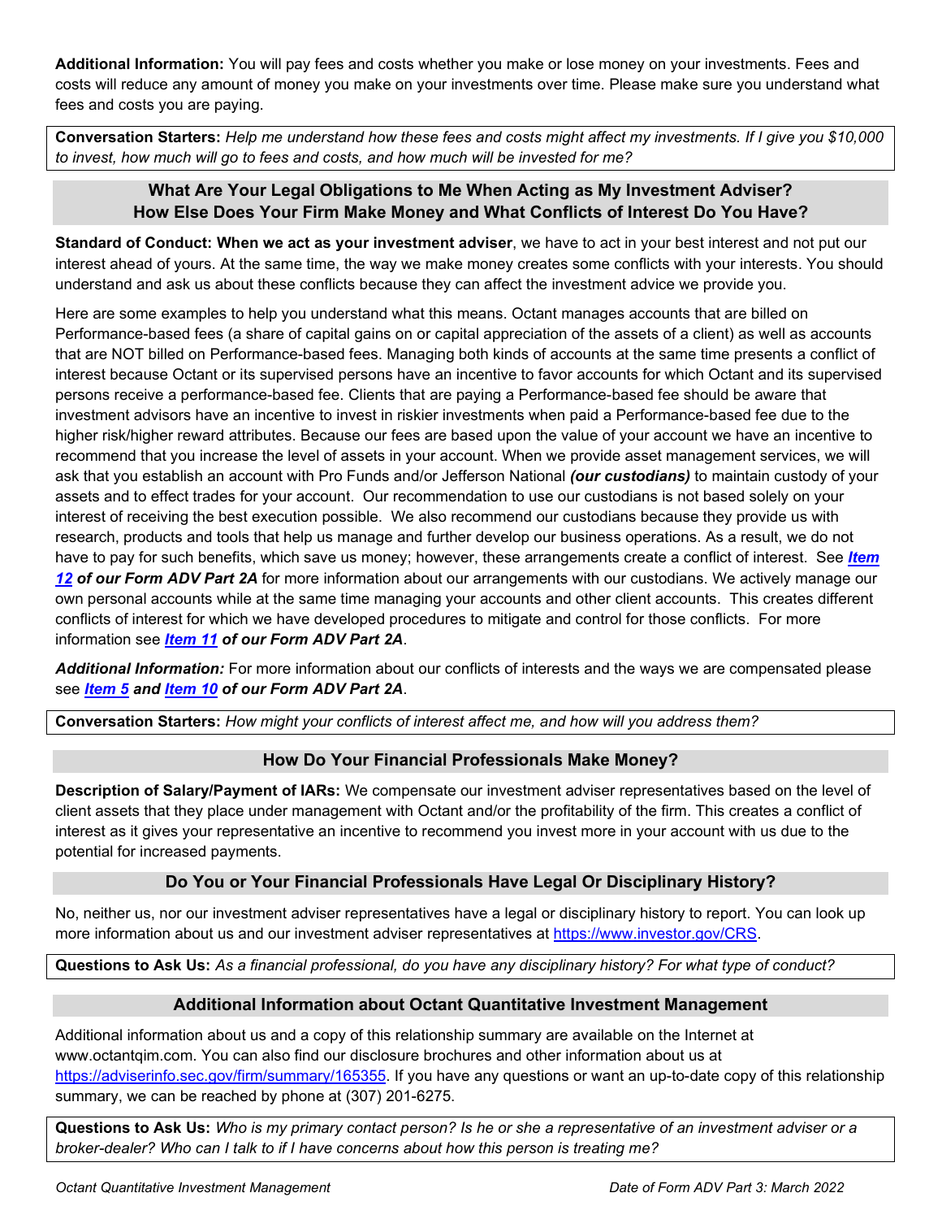**Additional Information:** You will pay fees and costs whether you make or lose money on your investments. Fees and costs will reduce any amount of money you make on your investments over time. Please make sure you understand what fees and costs you are paying.

**Conversation Starters:** *Help me understand how these fees and costs might affect my investments. If I give you $10,000 to invest, how much will go to fees and costs, and how much will be invested for me?*

## What Are Your Legal Obligations to Me When Acting as My Investment Adviser? How Else Does Your Firm Make Money and What Conflicts of Interest Do You Have?

**Standard of Conduct: When we act as your investment adviser**, we have to act in your best interest and not put our interest ahead of yours. At the same time, the way we make money creates some conflicts with your interests. You should understand and ask us about these conflicts because they can affect the investment advice we provide you.

Here are some examples to help you understand what this means. Octant manages accounts that are billed on Performance-based fees (a share of capital gains on or capital appreciation of the assets of a client) as well as accounts that are NOT billed on Performance-based fees. Managing both kinds of accounts at the same time presents a conflict of interest because Octant or its supervised persons have an incentive to favor accounts for which Octant and its supervised persons receive a performance-based fee. Clients that are paying a Performance-based fee should be aware that investment advisors have an incentive to invest in riskier investments when paid a Performance-based fee due to the higher risk/higher reward attributes. Because our fees are based upon the value of your account we have an incentive to recommend that you increase the level of assets in your account. When we provide asset management services, we will ask that you establish an account with Pro Funds and/or Jefferson National ***(our custodians)*** to maintain custody of your assets and to effect trades for your account. Our recommendation to use our custodians is not based solely on your interest of receiving the best execution possible. We also recommend our custodians because they provide us with research, products and tools that help us manage and further develop our business operations. As a result, we do not have to pay for such benefits, which save us money; however, these arrangements create a conflict of interest. See ***Item 12*** ***of our Form ADV Part 2A*** for more information about our arrangements with our custodians. We actively manage our own personal accounts while at the same time managing your accounts and other client accounts. This creates different conflicts of interest for which we have developed procedures to mitigate and control for those conflicts. For more information see ***Item 11*** ***of our Form ADV Part 2A***.

***Additional Information:*** For more information about our conflicts of interests and the ways we are compensated please see ***Item 5*** ***and*** ***Item 10*** ***of our Form ADV Part 2A***.

**Conversation Starters:** *How might your conflicts of interest affect me, and how will you address them?*

## How Do Your Financial Professionals Make Money?

**Description of Salary/Payment of IARs:** We compensate our investment adviser representatives based on the level of client assets that they place under management with Octant and/or the profitability of the firm. This creates a conflict of interest as it gives your representative an incentive to recommend you invest more in your account with us due to the potential for increased payments.

## Do You or Your Financial Professionals Have Legal Or Disciplinary History?

No, neither us, nor our investment adviser representatives have a legal or disciplinary history to report. You can look up more information about us and our investment adviser representatives at https://www.investor.gov/CRS.

**Questions to Ask Us:** *As a financial professional, do you have any disciplinary history? For what type of conduct?*

## Additional Information about Octant Quantitative Investment Management

Additional information about us and a copy of this relationship summary are available on the Internet at www.octantqim.com. You can also find our disclosure brochures and other information about us at https://adviserinfo.sec.gov/firm/summary/165355. If you have any questions or want an up-to-date copy of this relationship summary, we can be reached by phone at (307) 201-6275.

**Questions to Ask Us:** *Who is my primary contact person? Is he or she a representative of an investment adviser or a broker-dealer? Who can I talk to if I have concerns about how this person is treating me?*

*Octant Quantitative Investment Management* *Date of Form ADV Part 3: March 2022*